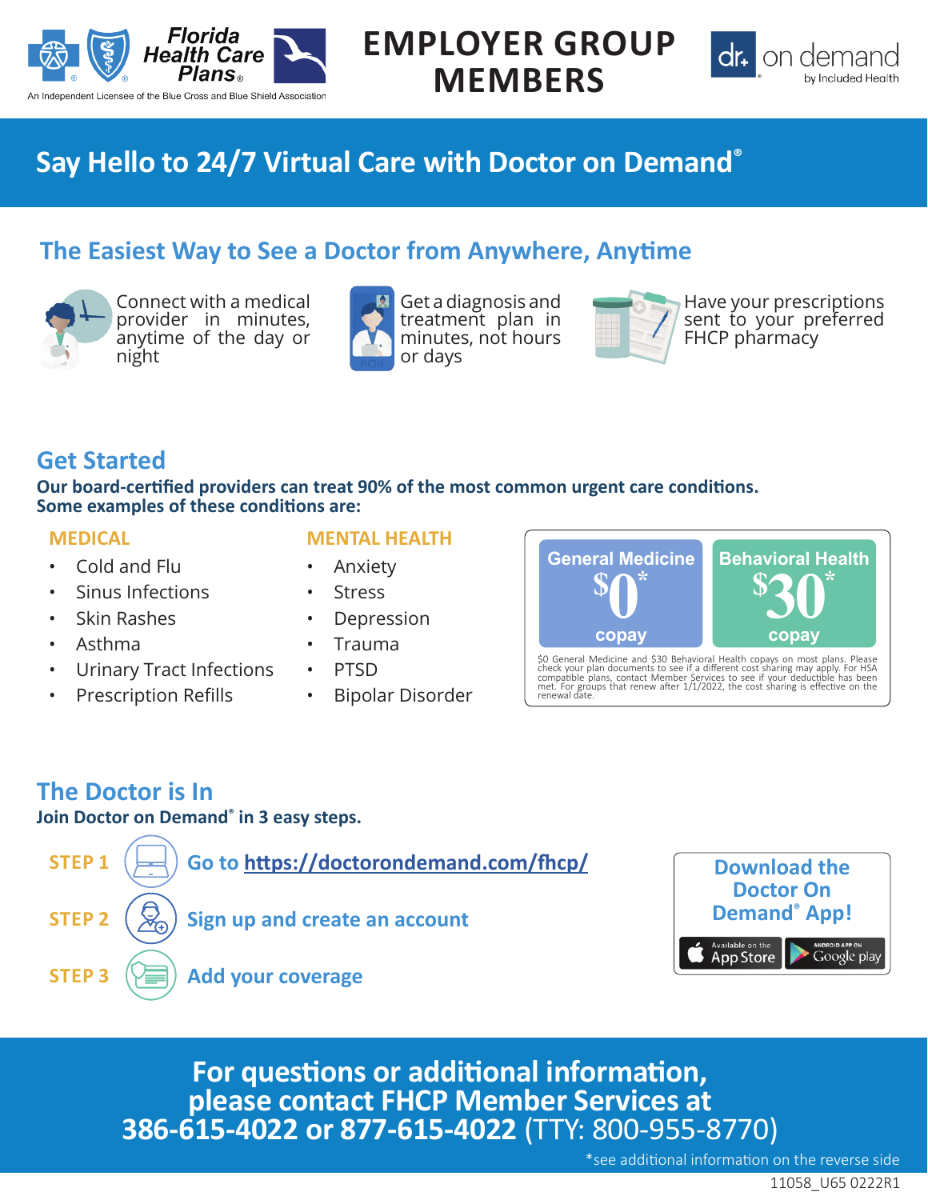Florida Health Care Plans®

An Independent Licensee of the Blue Cross and Blue Shield Association

# EMPLOYER GROUP MEMBERS

dr.+ on demand by Included Health

## Say Hello to 24/7 Virtual Care with Doctor on Demand®

### The Easiest Way to See a Doctor from Anywhere, Anytime

Connect with a medical provider in minutes, anytime of the day or night

Get a diagnosis and treatment plan in minutes, not hours or days

Have your prescriptions sent to your preferred FHCP pharmacy

### Get Started

**Our board-certified providers can treat 90% of the most common urgent care conditions. Some examples of these conditions are:**

**MEDICAL**

- Cold and Flu
- Sinus Infections
- Skin Rashes
- Asthma
- Urinary Tract Infections
- Prescription Refills

**MENTAL HEALTH**

- Anxiety
- Stress
- Depression
- Trauma
- PTSD
- Bipolar Disorder

| General Medicine | Behavioral Health |
|---|---|
| $0* copay | $30* copay |

$0 General Medicine and $30 Behavioral Health copays on most plans. Please check your plan documents to see if a different cost sharing may apply. For HSA compatible plans, contact Member Services to see if your deductible has been met. For groups that renew after 1/1/2022, the cost sharing is effective on the renewal date.

### The Doctor is In

**Join Doctor on Demand® in 3 easy steps.**

**STEP 1** Go to https://doctorondemand.com/fhcp/

**STEP 2** Sign up and create an account

**STEP 3** Add your coverage

**Download the Doctor On Demand® App!**

Available on the App Store | Android App on Google play

**For questions or additional information, please contact FHCP Member Services at 386-615-4022 or 877-615-4022** (TTY: 800-955-8770)

*see additional information on the reverse side

11058_U65 0222R1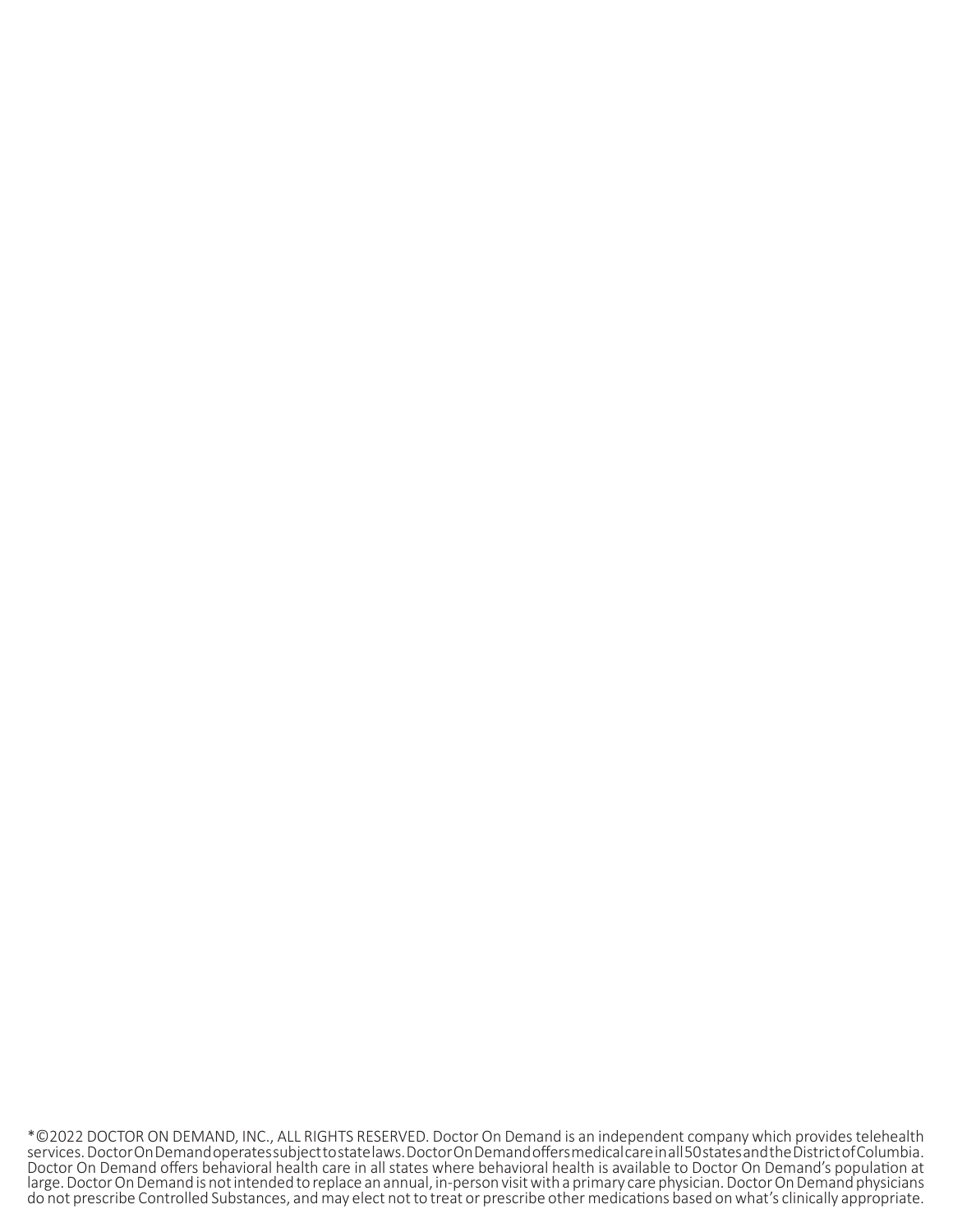*©2022 DOCTOR ON DEMAND, INC., ALL RIGHTS RESERVED. Doctor On Demand is an independent company which provides telehealth services. Doctor On Demand operates subject to state laws. Doctor On Demand offers medical care in all 50 states and the District of Columbia. Doctor On Demand offers behavioral health care in all states where behavioral health is available to Doctor On Demand's population at large. Doctor On Demand is not intended to replace an annual, in-person visit with a primary care physician. Doctor On Demand physicians do not prescribe Controlled Substances, and may elect not to treat or prescribe other medications based on what's clinically appropriate.